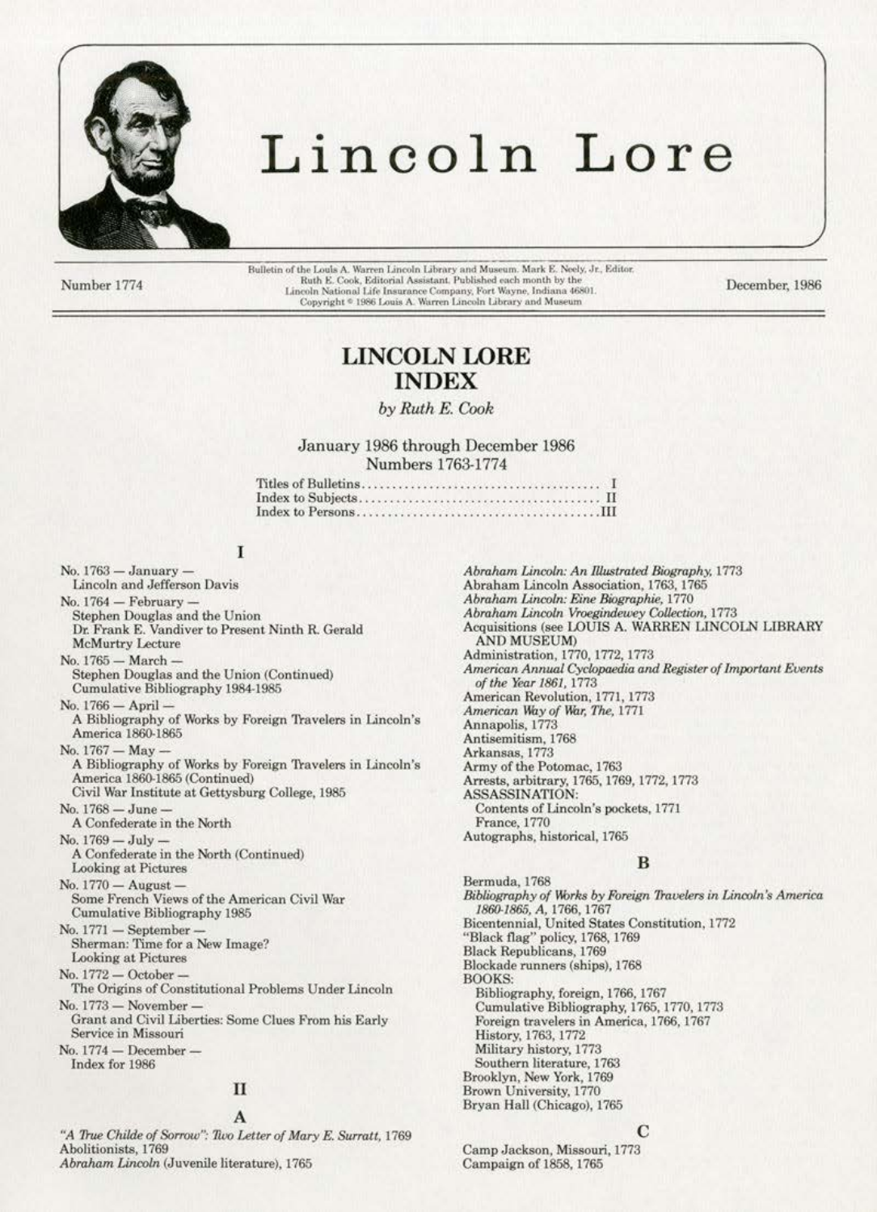# Lincoln Lore

Number 1774

Bulletin of the Louis A. Warren Lincoln Library and Museum. Mark E. Neely, Jr., Editor. Ruth E. Cook, Editorial Assistant. Published each month by the Lincoln National Life Insurance Company, Fort Wayne, Indiana 46801. Copyright © 1986 Louis A. Warren Lincoln Library and Museum

December, 1986

## LINCOLN LORE INDEX

*by Ruth E. Cook*

January 1986 through December 1986
Numbers 1763-1774

Titles of Bulletins.......................................... I
Index to Subjects.......................................... II
Index to Persons..........................................III

### I

No. 1763 — January —
Lincoln and Jefferson Davis

No. 1764 — February —
Stephen Douglas and the Union
Dr. Frank E. Vandiver to Present Ninth R. Gerald McMurtry Lecture

No. 1765 — March —
Stephen Douglas and the Union (Continued)
Cumulative Bibliography 1984-1985

No. 1766 — April —
A Bibliography of Works by Foreign Travelers in Lincoln's America 1860-1865

No. 1767 — May —
A Bibliography of Works by Foreign Travelers in Lincoln's America 1860-1865 (Continued)
Civil War Institute at Gettysburg College, 1985

No. 1768 — June —
A Confederate in the North

No. 1769 — July —
A Confederate in the North (Continued)
Looking at Pictures

No. 1770 — August —
Some French Views of the American Civil War
Cumulative Bibliography 1985

No. 1771 — September —
Sherman: Time for a New Image?
Looking at Pictures

No. 1772 — October —
The Origins of Constitutional Problems Under Lincoln

No. 1773 — November —
Grant and Civil Liberties: Some Clues From his Early Service in Missouri

No. 1774 — December —
Index for 1986

### II

#### A

*"A True Childe of Sorrow": Two Letter of Mary E. Surratt*, 1769
Abolitionists, 1769
*Abraham Lincoln* (Juvenile literature), 1765
*Abraham Lincoln: An Illustrated Biography*, 1773
Abraham Lincoln Association, 1763, 1765
*Abraham Lincoln: Eine Biographie*, 1770
*Abraham Lincoln Vroegindewey Collection*, 1773
Acquisitions (see LOUIS A. WARREN LINCOLN LIBRARY AND MUSEUM)
Administration, 1770, 1772, 1773
*American Annual Cyclopaedia and Register of Important Events of the Year 1861*, 1773
American Revolution, 1771, 1773
*American Way of War, The*, 1771
Annapolis, 1773
Antisemitism, 1768
Arkansas, 1773
Army of the Potomac, 1763
Arrests, arbitrary, 1765, 1769, 1772, 1773
ASSASSINATION:
  Contents of Lincoln's pockets, 1771
  France, 1770
Autographs, historical, 1765

#### B

Bermuda, 1768
*Bibliography of Works by Foreign Travelers in Lincoln's America 1860-1865, A*, 1766, 1767
Bicentennial, United States Constitution, 1772
"Black flag" policy, 1768, 1769
Black Republicans, 1769
Blockade runners (ships), 1768
BOOKS:
  Bibliography, foreign, 1766, 1767
  Cumulative Bibliography, 1765, 1770, 1773
  Foreign travelers in America, 1766, 1767
  History, 1763, 1772
  Military history, 1773
  Southern literature, 1763
Brooklyn, New York, 1769
Brown University, 1770
Bryan Hall (Chicago), 1765

#### C

Camp Jackson, Missouri, 1773
Campaign of 1858, 1765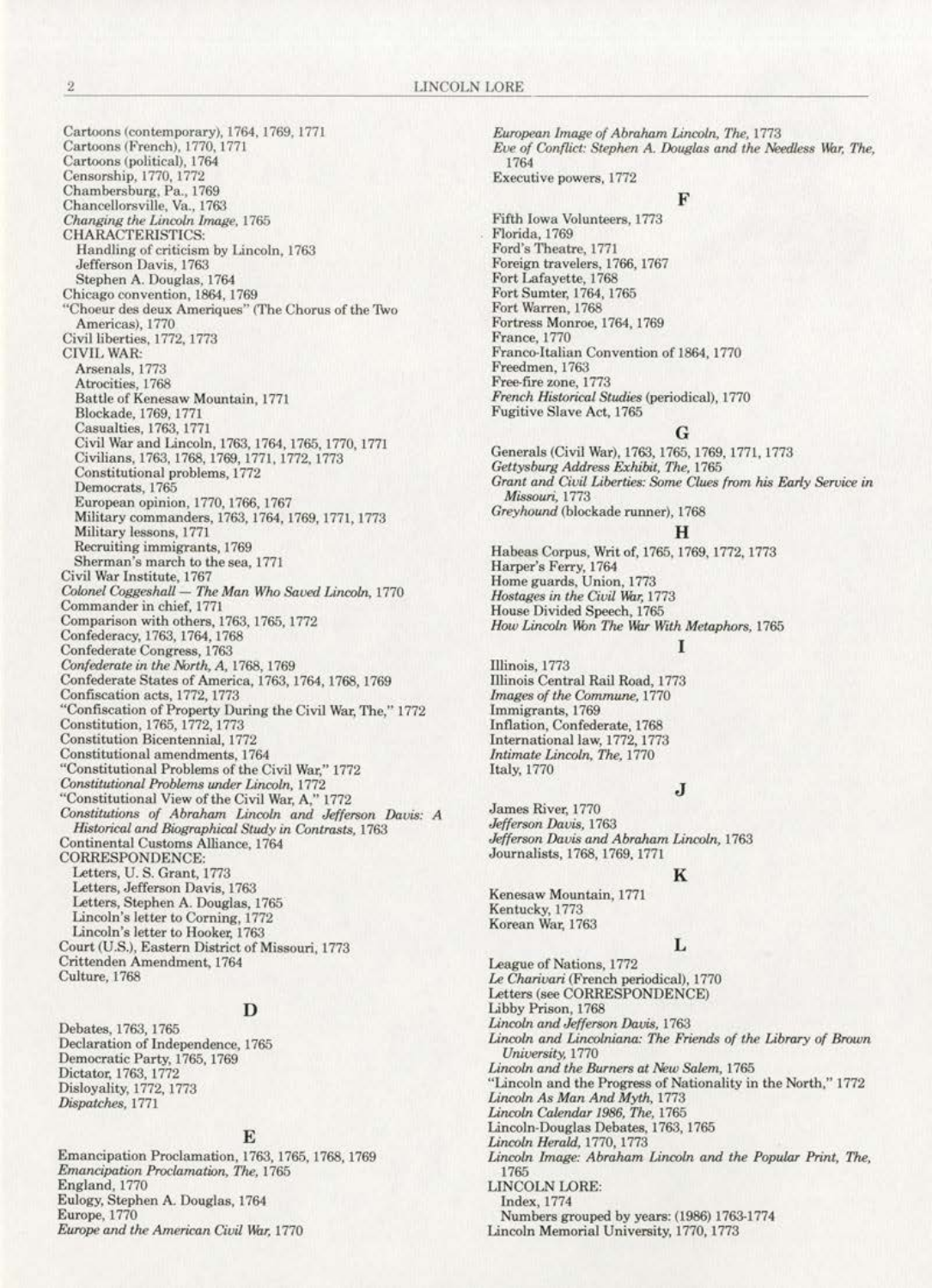Cartoons (contemporary), 1764, 1769, 1771
Cartoons (French), 1770, 1771
Cartoons (political), 1764
Censorship, 1770, 1772
Chambersburg, Pa., 1769
Chancellorsville, Va., 1763
*Changing the Lincoln Image*, 1765
CHARACTERISTICS:
  Handling of criticism by Lincoln, 1763
  Jefferson Davis, 1763
  Stephen A. Douglas, 1764
Chicago convention, 1864, 1769
"Choeur des deux Ameriques" (The Chorus of the Two Americas), 1770
Civil liberties, 1772, 1773
CIVIL WAR:
  Arsenals, 1773
  Atrocities, 1768
  Battle of Kenesaw Mountain, 1771
  Blockade, 1769, 1771
  Casualties, 1763, 1771
  Civil War and Lincoln, 1763, 1764, 1765, 1770, 1771
  Civilians, 1763, 1768, 1769, 1771, 1772, 1773
  Constitutional problems, 1772
  Democrats, 1765
  European opinion, 1770, 1766, 1767
  Military commanders, 1763, 1764, 1769, 1771, 1773
  Military lessons, 1771
  Recruiting immigrants, 1769
  Sherman's march to the sea, 1771
Civil War Institute, 1767
*Colonel Coggeshall — The Man Who Saved Lincoln*, 1770
Commander in chief, 1771
Comparison with others, 1763, 1765, 1772
Confederacy, 1763, 1764, 1768
Confederate Congress, 1763
*Confederate in the North, A*, 1768, 1769
Confederate States of America, 1763, 1764, 1768, 1769
Confiscation acts, 1772, 1773
"Confiscation of Property During the Civil War, The," 1772
Constitution, 1765, 1772, 1773
Constitution Bicentennial, 1772
Constitutional amendments, 1764
"Constitutional Problems of the Civil War," 1772
*Constitutional Problems under Lincoln*, 1772
"Constitutional View of the Civil War, A," 1772
*Constitutions of Abraham Lincoln and Jefferson Davis: A Historical and Biographical Study in Contrasts*, 1763
Continental Customs Alliance, 1764
CORRESPONDENCE:
  Letters, U. S. Grant, 1773
  Letters, Jefferson Davis, 1763
  Letters, Stephen A. Douglas, 1765
  Lincoln's letter to Corning, 1772
  Lincoln's letter to Hooker, 1763
Court (U.S.), Eastern District of Missouri, 1773
Crittenden Amendment, 1764
Culture, 1768

## D

Debates, 1763, 1765
Declaration of Independence, 1765
Democratic Party, 1765, 1769
Dictator, 1763, 1772
Disloyalty, 1772, 1773
*Dispatches*, 1771

## E

Emancipation Proclamation, 1763, 1765, 1768, 1769
*Emancipation Proclamation, The*, 1765
England, 1770
Eulogy, Stephen A. Douglas, 1764
Europe, 1770
*Europe and the American Civil War*, 1770
*European Image of Abraham Lincoln, The*, 1773
*Eve of Conflict: Stephen A. Douglas and the Needless War, The*, 1764
Executive powers, 1772

## F

Fifth Iowa Volunteers, 1773
Florida, 1769
Ford's Theatre, 1771
Foreign travelers, 1766, 1767
Fort Lafayette, 1768
Fort Sumter, 1764, 1765
Fort Warren, 1768
Fortress Monroe, 1764, 1769
France, 1770
Franco-Italian Convention of 1864, 1770
Freedmen, 1763
Free-fire zone, 1773
*French Historical Studies* (periodical), 1770
Fugitive Slave Act, 1765

## G

Generals (Civil War), 1763, 1765, 1769, 1771, 1773
*Gettysburg Address Exhibit, The*, 1765
*Grant and Civil Liberties: Some Clues from his Early Service in Missouri*, 1773
*Greyhound* (blockade runner), 1768

## H

Habeas Corpus, Writ of, 1765, 1769, 1772, 1773
Harper's Ferry, 1764
Home guards, Union, 1773
*Hostages in the Civil War*, 1773
House Divided Speech, 1765
*How Lincoln Won The War With Metaphors*, 1765

## I

Illinois, 1773
Illinois Central Rail Road, 1773
*Images of the Commune*, 1770
Immigrants, 1769
Inflation, Confederate, 1768
International law, 1772, 1773
*Intimate Lincoln, The*, 1770
Italy, 1770

## J

James River, 1770
*Jefferson Davis*, 1763
*Jefferson Davis and Abraham Lincoln*, 1763
Journalists, 1768, 1769, 1771

## K

Kenesaw Mountain, 1771
Kentucky, 1773
Korean War, 1763

## L

League of Nations, 1772
*Le Charivari* (French periodical), 1770
Letters (see CORRESPONDENCE)
Libby Prison, 1768
*Lincoln and Jefferson Davis*, 1763
*Lincoln and Lincolniana: The Friends of the Library of Brown University*, 1770
*Lincoln and the Burners at New Salem*, 1765
"Lincoln and the Progress of Nationality in the North," 1772
*Lincoln As Man And Myth*, 1773
*Lincoln Calendar 1986, The*, 1765
Lincoln-Douglas Debates, 1763, 1765
*Lincoln Herald*, 1770, 1773
*Lincoln Image: Abraham Lincoln and the Popular Print, The*, 1765
LINCOLN LORE:
  Index, 1774
  Numbers grouped by years: (1986) 1763-1774
Lincoln Memorial University, 1770, 1773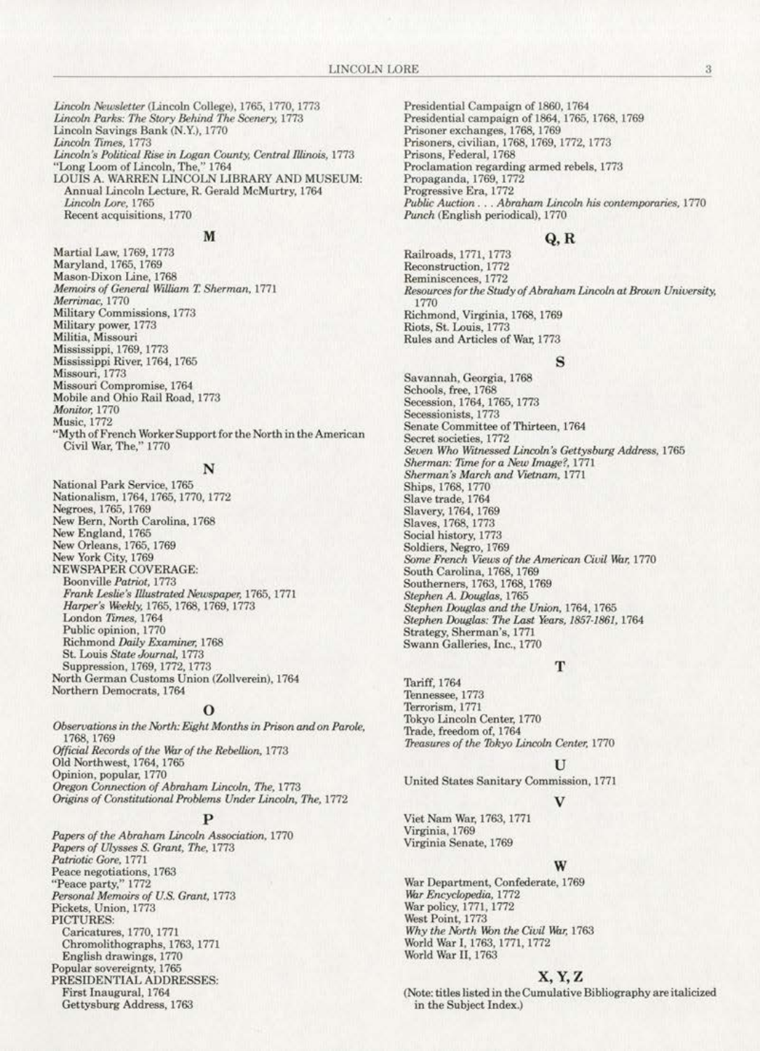*Lincoln Newsletter* (Lincoln College), 1765, 1770, 1773
*Lincoln Parks: The Story Behind The Scenery,* 1773
Lincoln Savings Bank (N.Y.), 1770
*Lincoln Times,* 1773
*Lincoln's Political Rise in Logan County, Central Illinois,* 1773
"Long Loom of Lincoln, The," 1764
LOUIS A. WARREN LINCOLN LIBRARY AND MUSEUM:
  Annual Lincoln Lecture, R. Gerald McMurtry, 1764
  *Lincoln Lore,* 1765
  Recent acquisitions, 1770

## M

Martial Law, 1769, 1773
Maryland, 1765, 1769
Mason-Dixon Line, 1768
*Memoirs of General William T. Sherman,* 1771
*Merrimac,* 1770
Military Commissions, 1773
Military power, 1773
Militia, Missouri
Mississippi, 1769, 1773
Mississippi River, 1764, 1765
Missouri, 1773
Missouri Compromise, 1764
Mobile and Ohio Rail Road, 1773
*Monitor,* 1770
Music, 1772
"Myth of French Worker Support for the North in the American Civil War, The," 1770

## N

National Park Service, 1765
Nationalism, 1764, 1765, 1770, 1772
Negroes, 1765, 1769
New Bern, North Carolina, 1768
New England, 1765
New Orleans, 1765, 1769
New York City, 1769
NEWSPAPER COVERAGE:
  Boonville *Patriot,* 1773
  *Frank Leslie's Illustrated Newspaper,* 1765, 1771
  *Harper's Weekly,* 1765, 1768, 1769, 1773
  London *Times,* 1764
  Public opinion, 1770
  Richmond *Daily Examiner,* 1768
  St. Louis *State Journal,* 1773
  Suppression, 1769, 1772, 1773
North German Customs Union (Zollverein), 1764
Northern Democrats, 1764

## O

*Observations in the North: Eight Months in Prison and on Parole,* 1768, 1769
*Official Records of the War of the Rebellion,* 1773
Old Northwest, 1764, 1765
Opinion, popular, 1770
*Oregon Connection of Abraham Lincoln, The,* 1773
*Origins of Constitutional Problems Under Lincoln, The,* 1772

## P

*Papers of the Abraham Lincoln Association,* 1770
*Papers of Ulysses S. Grant, The,* 1773
*Patriotic Gore,* 1771
Peace negotiations, 1763
"Peace party," 1772
*Personal Memoirs of U.S. Grant,* 1773
Pickets, Union, 1773
PICTURES:
  Caricatures, 1770, 1771
  Chromolithographs, 1763, 1771
  English drawings, 1770
Popular sovereignty, 1765
PRESIDENTIAL ADDRESSES:
  First Inaugural, 1764
  Gettysburg Address, 1763

Presidential Campaign of 1860, 1764
Presidential campaign of 1864, 1765, 1768, 1769
Prisoner exchanges, 1768, 1769
Prisoners, civilian, 1768, 1769, 1772, 1773
Prisons, Federal, 1768
Proclamation regarding armed rebels, 1773
Propaganda, 1769, 1772
Progressive Era, 1772
*Public Auction . . . Abraham Lincoln his contemporaries,* 1770
*Punch* (English periodical), 1770

## Q, R

Railroads, 1771, 1773
Reconstruction, 1772
Reminiscences, 1772
*Resources for the Study of Abraham Lincoln at Brown University,* 1770
Richmond, Virginia, 1768, 1769
Riots, St. Louis, 1773
Rules and Articles of War, 1773

## S

Savannah, Georgia, 1768
Schools, free, 1768
Secession, 1764, 1765, 1773
Secessionists, 1773
Senate Committee of Thirteen, 1764
Secret societies, 1772
*Seven Who Witnessed Lincoln's Gettysburg Address,* 1765
*Sherman: Time for a New Image?,* 1771
*Sherman's March and Vietnam,* 1771
Ships, 1768, 1770
Slave trade, 1764
Slavery, 1764, 1769
Slaves, 1768, 1773
Social history, 1773
Soldiers, Negro, 1769
*Some French Views of the American Civil War,* 1770
South Carolina, 1768, 1769
Southerners, 1763, 1768, 1769
*Stephen A. Douglas,* 1765
*Stephen Douglas and the Union,* 1764, 1765
*Stephen Douglas: The Last Years, 1857-1861,* 1764
Strategy, Sherman's, 1771
Swann Galleries, Inc., 1770

## T

Tariff, 1764
Tennessee, 1773
Terrorism, 1771
Tokyo Lincoln Center, 1770
Trade, freedom of, 1764
*Treasures of the Tokyo Lincoln Center,* 1770

## U

United States Sanitary Commission, 1771

## V

Viet Nam War, 1763, 1771
Virginia, 1769
Virginia Senate, 1769

## W

War Department, Confederate, 1769
*War Encyclopedia,* 1772
War policy, 1771, 1772
West Point, 1773
*Why the North Won the Civil War,* 1763
World War I, 1763, 1771, 1772
World War II, 1763

## X, Y, Z

(Note: titles listed in the Cumulative Bibliography are italicized in the Subject Index.)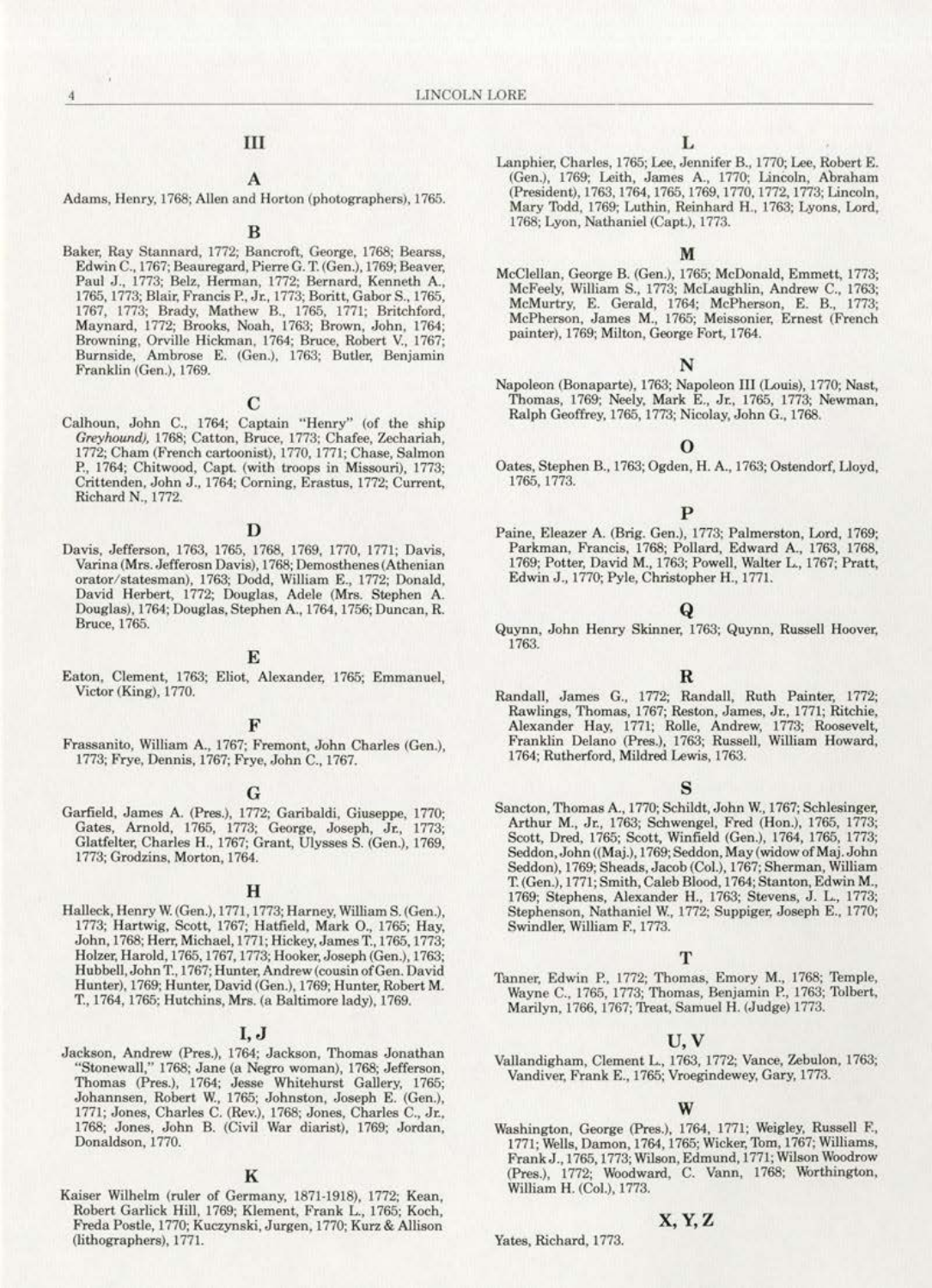## III

### A

Adams, Henry, 1768; Allen and Horton (photographers), 1765.

### B

Baker, Ray Stannard, 1772; Bancroft, George, 1768; Bearss, Edwin C., 1767; Beauregard, Pierre G. T. (Gen.), 1769; Beaver, Paul J., 1773; Belz, Herman, 1772; Bernard, Kenneth A., 1765, 1773; Blair, Francis P., Jr., 1773; Boritt, Gabor S., 1765, 1767, 1773; Brady, Mathew B., 1765, 1771; Britchford, Maynard, 1772; Brooks, Noah, 1763; Brown, John, 1764; Browning, Orville Hickman, 1764; Bruce, Robert V., 1767; Burnside, Ambrose E. (Gen.), 1763; Butler, Benjamin Franklin (Gen.), 1769.

### C

Calhoun, John C., 1764; Captain "Henry" (of the ship *Greyhound*), 1768; Catton, Bruce, 1773; Chafee, Zechariah, 1772; Cham (French cartoonist), 1770, 1771; Chase, Salmon P., 1764; Chitwood, Capt. (with troops in Missouri), 1773; Crittenden, John J., 1764; Corning, Erastus, 1772; Current, Richard N., 1772.

### D

Davis, Jefferson, 1763, 1765, 1768, 1769, 1770, 1771; Davis, Varina (Mrs. Jefferosn Davis), 1768; Demosthenes (Athenian orator/statesman), 1763; Dodd, William E., 1772; Donald, David Herbert, 1772; Douglas, Adele (Mrs. Stephen A. Douglas), 1764; Douglas, Stephen A., 1764, 1756; Duncan, R. Bruce, 1765.

### E

Eaton, Clement, 1763; Eliot, Alexander, 1765; Emmanuel, Victor (King), 1770.

### F

Frassanito, William A., 1767; Fremont, John Charles (Gen.), 1773; Frye, Dennis, 1767; Frye, John C., 1767.

### G

Garfield, James A. (Pres.), 1772; Garibaldi, Giuseppe, 1770; Gates, Arnold, 1765, 1773; George, Joseph, Jr., 1773; Glatfelter, Charles H., 1767; Grant, Ulysses S. (Gen.), 1769, 1773; Grodzins, Morton, 1764.

### H

Halleck, Henry W. (Gen.), 1771, 1773; Harney, William S. (Gen.), 1773; Hartwig, Scott, 1767; Hatfield, Mark O., 1765; Hay, John, 1768; Herr, Michael, 1771; Hickey, James T., 1765, 1773; Holzer, Harold, 1765, 1767, 1773; Hooker, Joseph (Gen.), 1763; Hubbell, John T., 1767; Hunter, Andrew (cousin of Gen. David Hunter), 1769; Hunter, David (Gen.), 1769; Hunter, Robert M. T., 1764, 1765; Hutchins, Mrs. (a Baltimore lady), 1769.

### I, J

Jackson, Andrew (Pres.), 1764; Jackson, Thomas Jonathan "Stonewall," 1768; Jane (a Negro woman), 1768; Jefferson, Thomas (Pres.), 1764; Jesse Whitehurst Gallery, 1765; Johannsen, Robert W., 1765; Johnston, Joseph E. (Gen.), 1771; Jones, Charles C. (Rev.), 1768; Jones, Charles C., Jr., 1768; Jones, John B. (Civil War diarist), 1769; Jordan, Donaldson, 1770.

### K

Kaiser Wilhelm (ruler of Germany, 1871-1918), 1772; Kean, Robert Garlick Hill, 1769; Klement, Frank L., 1765; Koch, Freda Postle, 1770; Kuczynski, Jurgen, 1770; Kurz & Allison (lithographers), 1771.

### L

Lanphier, Charles, 1765; Lee, Jennifer B., 1770; Lee, Robert E. (Gen.), 1769; Leith, James A., 1770; Lincoln, Abraham (President), 1763, 1764, 1765, 1769, 1770, 1772, 1773; Lincoln, Mary Todd, 1769; Luthin, Reinhard H., 1763; Lyons, Lord, 1768; Lyon, Nathaniel (Capt.), 1773.

### M

McClellan, George B. (Gen.), 1765; McDonald, Emmett, 1773; McFeely, William S., 1773; McLaughlin, Andrew C., 1763; McMurtry, E. Gerald, 1764; McPherson, E. B., 1773; McPherson, James M., 1765; Meissonier, Ernest (French painter), 1769; Milton, George Fort, 1764.

### N

Napoleon (Bonaparte), 1763; Napoleon III (Louis), 1770; Nast, Thomas, 1769; Neely, Mark E., Jr., 1765, 1773; Newman, Ralph Geoffrey, 1765, 1773; Nicolay, John G., 1768.

### O

Oates, Stephen B., 1763; Ogden, H. A., 1763; Ostendorf, Lloyd, 1765, 1773.

### P

Paine, Eleazer A. (Brig. Gen.), 1773; Palmerston, Lord, 1769; Parkman, Francis, 1768; Pollard, Edward A., 1763, 1768, 1769; Potter, David M., 1763; Powell, Walter L., 1767; Pratt, Edwin J., 1770; Pyle, Christopher H., 1771.

### Q

Quynn, John Henry Skinner, 1763; Quynn, Russell Hoover, 1763.

### R

Randall, James G., 1772; Randall, Ruth Painter, 1772; Rawlings, Thomas, 1767; Reston, James, Jr., 1771; Ritchie, Alexander Hay, 1771; Rolle, Andrew, 1773; Roosevelt, Franklin Delano (Pres.), 1763; Russell, William Howard, 1764; Rutherford, Mildred Lewis, 1763.

### S

Sancton, Thomas A., 1770; Schildt, John W., 1767; Schlesinger, Arthur M., Jr., 1763; Schwengel, Fred (Hon.), 1765, 1773; Scott, Dred, 1765; Scott, Winfield (Gen.), 1764, 1765, 1773; Seddon, John ((Maj.), 1769; Seddon, May (widow of Maj. John Seddon), 1769; Sheads, Jacob (Col.), 1767; Sherman, William T. (Gen.), 1771; Smith, Caleb Blood, 1764; Stanton, Edwin M., 1769; Stephens, Alexander H., 1763; Stevens, J. L., 1773; Stephenson, Nathaniel W., 1772; Suppiger, Joseph E., 1770; Swindler, William F., 1773.

### T

Tanner, Edwin P., 1772; Thomas, Emory M., 1768; Temple, Wayne C., 1765, 1773; Thomas, Benjamin P., 1763; Tolbert, Marilyn, 1766, 1767; Treat, Samuel H. (Judge) 1773.

### U, V

Vallandigham, Clement L., 1763, 1772; Vance, Zebulon, 1763; Vandiver, Frank E., 1765; Vroegindewey, Gary, 1773.

### W

Washington, George (Pres.), 1764, 1771; Weigley, Russell F., 1771; Wells, Damon, 1764, 1765; Wicker, Tom, 1767; Williams, Frank J., 1765, 1773; Wilson, Edmund, 1771; Wilson Woodrow (Pres.), 1772; Woodward, C. Vann, 1768; Worthington, William H. (Col.), 1773.

### X, Y, Z

Yates, Richard, 1773.